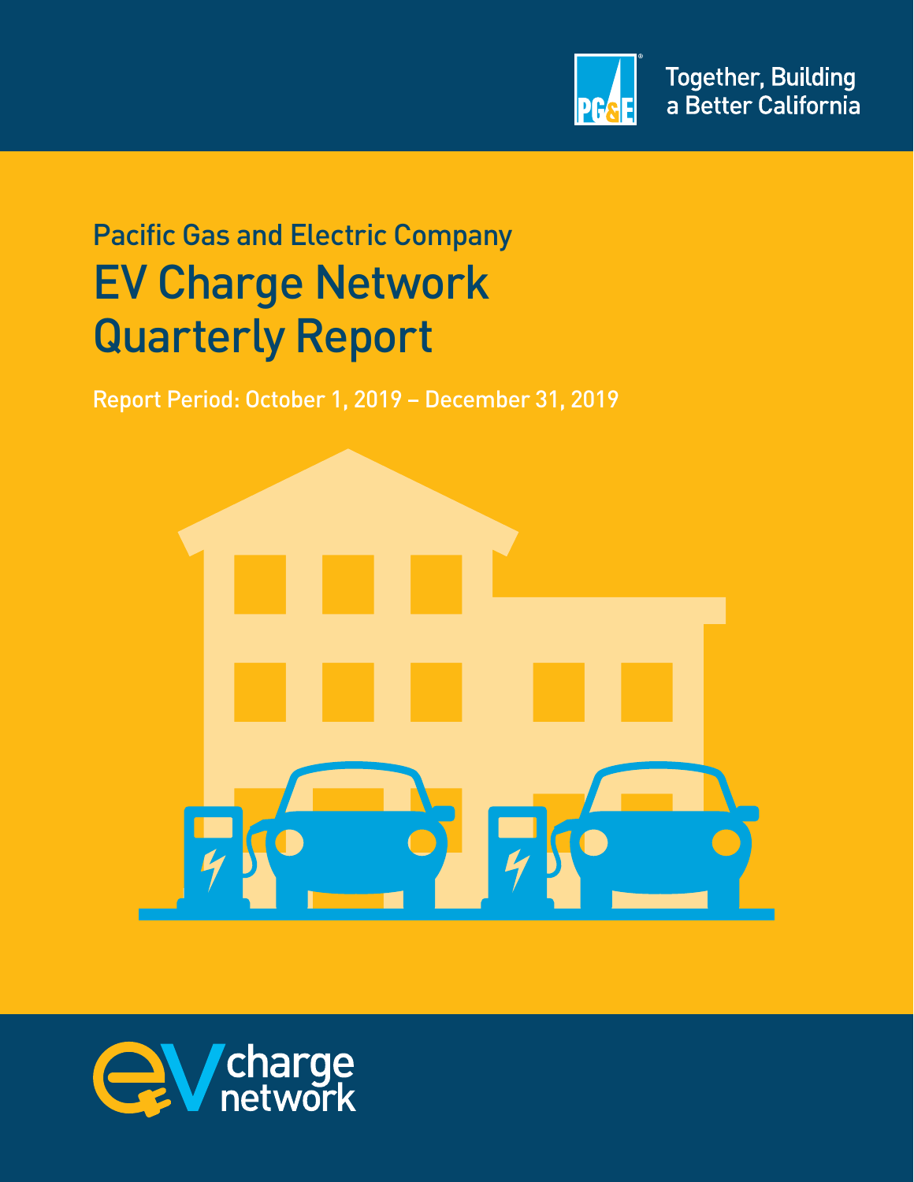Together, Building a Better California

Pacific Gas and Electric Company

# EV Charge Network Quarterly Report

Report Period: October 1, 2019 – December 31, 2019

EV charge network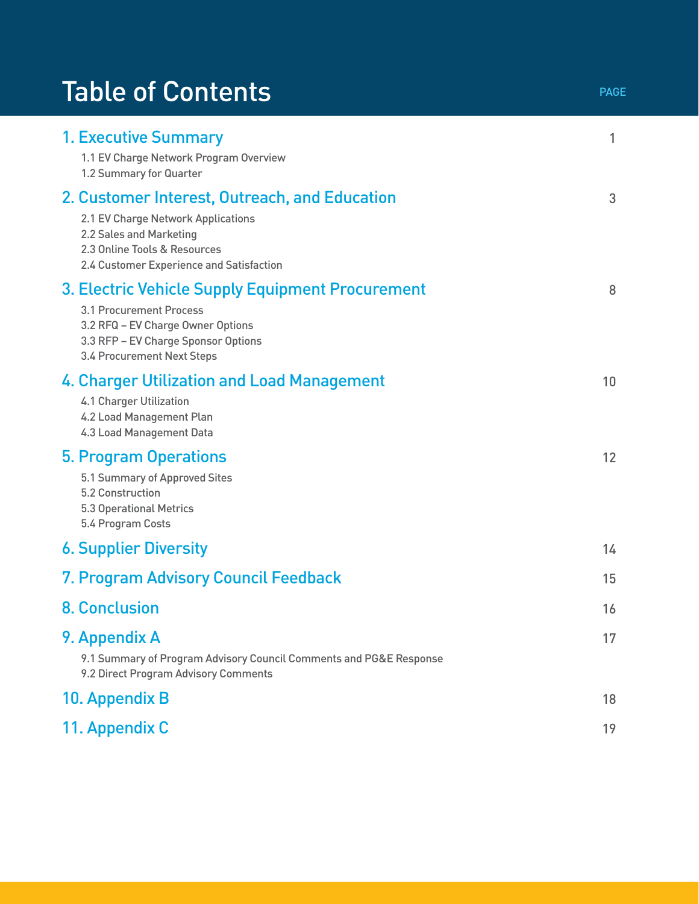# Table of Contents

PAGE

1. Executive Summary 1
   - 1.1 EV Charge Network Program Overview
   - 1.2 Summary for Quarter
2. Customer Interest, Outreach, and Education 3
   - 2.1 EV Charge Network Applications
   - 2.2 Sales and Marketing
   - 2.3 Online Tools & Resources
   - 2.4 Customer Experience and Satisfaction
3. Electric Vehicle Supply Equipment Procurement 8
   - 3.1 Procurement Process
   - 3.2 RFQ – EV Charge Owner Options
   - 3.3 RFP – EV Charge Sponsor Options
   - 3.4 Procurement Next Steps
4. Charger Utilization and Load Management 10
   - 4.1 Charger Utilization
   - 4.2 Load Management Plan
   - 4.3 Load Management Data
5. Program Operations 12
   - 5.1 Summary of Approved Sites
   - 5.2 Construction
   - 5.3 Operational Metrics
   - 5.4 Program Costs
6. Supplier Diversity 14
7. Program Advisory Council Feedback 15
8. Conclusion 16
9. Appendix A 17
   - 9.1 Summary of Program Advisory Council Comments and PG&E Response
   - 9.2 Direct Program Advisory Comments
10. Appendix B 18
11. Appendix C 19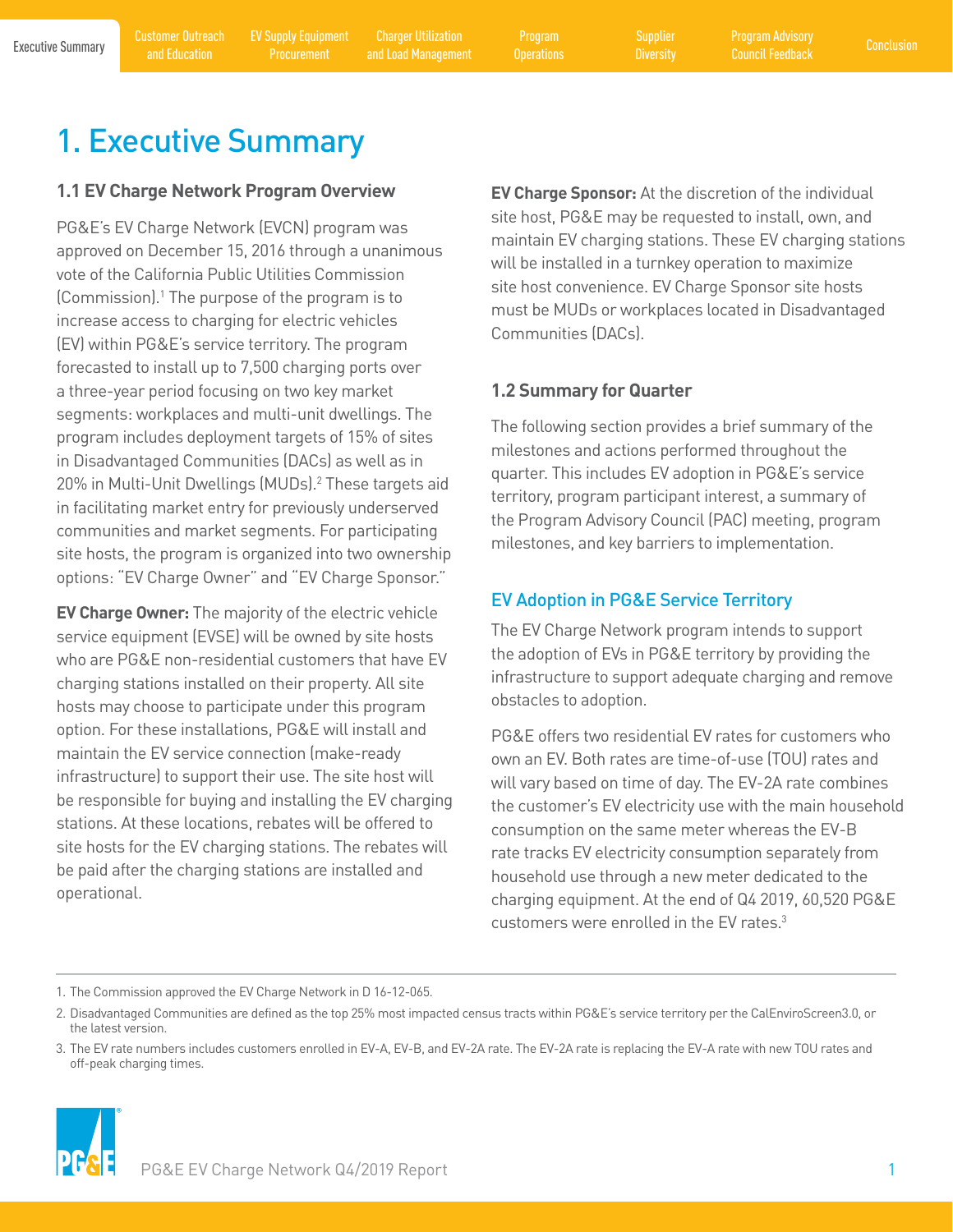# 1. Executive Summary

## 1.1 EV Charge Network Program Overview

PG&E's EV Charge Network (EVCN) program was approved on December 15, 2016 through a unanimous vote of the California Public Utilities Commission (Commission).[1] The purpose of the program is to increase access to charging for electric vehicles (EV) within PG&E's service territory. The program forecasted to install up to 7,500 charging ports over a three-year period focusing on two key market segments: workplaces and multi-unit dwellings. The program includes deployment targets of 15% of sites in Disadvantaged Communities (DACs) as well as in 20% in Multi-Unit Dwellings (MUDs).[2] These targets aid in facilitating market entry for previously underserved communities and market segments. For participating site hosts, the program is organized into two ownership options: "EV Charge Owner" and "EV Charge Sponsor."

**EV Charge Owner:** The majority of the electric vehicle service equipment (EVSE) will be owned by site hosts who are PG&E non-residential customers that have EV charging stations installed on their property. All site hosts may choose to participate under this program option. For these installations, PG&E will install and maintain the EV service connection (make-ready infrastructure) to support their use. The site host will be responsible for buying and installing the EV charging stations. At these locations, rebates will be offered to site hosts for the EV charging stations. The rebates will be paid after the charging stations are installed and operational.

**EV Charge Sponsor:** At the discretion of the individual site host, PG&E may be requested to install, own, and maintain EV charging stations. These EV charging stations will be installed in a turnkey operation to maximize site host convenience. EV Charge Sponsor site hosts must be MUDs or workplaces located in Disadvantaged Communities (DACs).

## 1.2 Summary for Quarter

The following section provides a brief summary of the milestones and actions performed throughout the quarter. This includes EV adoption in PG&E's service territory, program participant interest, a summary of the Program Advisory Council (PAC) meeting, program milestones, and key barriers to implementation.

### EV Adoption in PG&E Service Territory

The EV Charge Network program intends to support the adoption of EVs in PG&E territory by providing the infrastructure to support adequate charging and remove obstacles to adoption.

PG&E offers two residential EV rates for customers who own an EV. Both rates are time-of-use (TOU) rates and will vary based on time of day. The EV-2A rate combines the customer's EV electricity use with the main household consumption on the same meter whereas the EV-B rate tracks EV electricity consumption separately from household use through a new meter dedicated to the charging equipment. At the end of Q4 2019, 60,520 PG&E customers were enrolled in the EV rates.[3]

---

1. The Commission approved the EV Charge Network in D 16-12-065.
2. Disadvantaged Communities are defined as the top 25% most impacted census tracts within PG&E's service territory per the CalEnviroScreen3.0, or the latest version.
3. The EV rate numbers includes customers enrolled in EV-A, EV-B, and EV-2A rate. The EV-2A rate is replacing the EV-A rate with new TOU rates and off-peak charging times.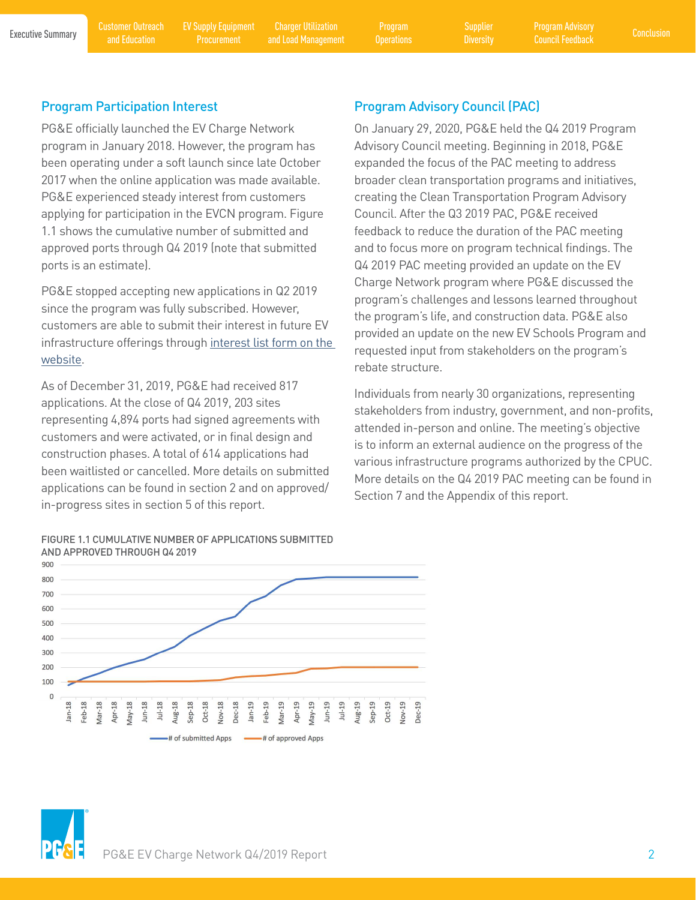## Program Participation Interest

PG&E officially launched the EV Charge Network program in January 2018. However, the program has been operating under a soft launch since late October 2017 when the online application was made available. PG&E experienced steady interest from customers applying for participation in the EVCN program. Figure 1.1 shows the cumulative number of submitted and approved ports through Q4 2019 (note that submitted ports is an estimate).

PG&E stopped accepting new applications in Q2 2019 since the program was fully subscribed. However, customers are able to submit their interest in future EV infrastructure offerings through interest list form on the website.

As of December 31, 2019, PG&E had received 817 applications. At the close of Q4 2019, 203 sites representing 4,894 ports had signed agreements with customers and were activated, or in final design and construction phases. A total of 614 applications had been waitlisted or cancelled. More details on submitted applications can be found in section 2 and on approved/in-progress sites in section 5 of this report.

FIGURE 1.1 CUMULATIVE NUMBER OF APPLICATIONS SUBMITTED AND APPROVED THROUGH Q4 2019

900
800
700
600
500
400
300
200
100
0

Jan-18 Feb-18 Mar-18 Apr-18 May-18 Jun-18 Jul-18 Aug-18 Sep-18 Oct-18 Nov-18 Dec-18 Jan-19 Feb-19 Mar-19 Apr-19 May-19 Jun-19 Jul-19 Aug-19 Sep-19 Oct-19 Nov-19 Dec-19

# of submitted Apps
# of approved Apps

## Program Advisory Council (PAC)

On January 29, 2020, PG&E held the Q4 2019 Program Advisory Council meeting. Beginning in 2018, PG&E expanded the focus of the PAC meeting to address broader clean transportation programs and initiatives, creating the Clean Transportation Program Advisory Council. After the Q3 2019 PAC, PG&E received feedback to reduce the duration of the PAC meeting and to focus more on program technical findings. The Q4 2019 PAC meeting provided an update on the EV Charge Network program where PG&E discussed the program's challenges and lessons learned throughout the program's life, and construction data. PG&E also provided an update on the new EV Schools Program and requested input from stakeholders on the program's rebate structure.

Individuals from nearly 30 organizations, representing stakeholders from industry, government, and non-profits, attended in-person and online. The meeting's objective is to inform an external audience on the progress of the various infrastructure programs authorized by the CPUC. More details on the Q4 2019 PAC meeting can be found in Section 7 and the Appendix of this report.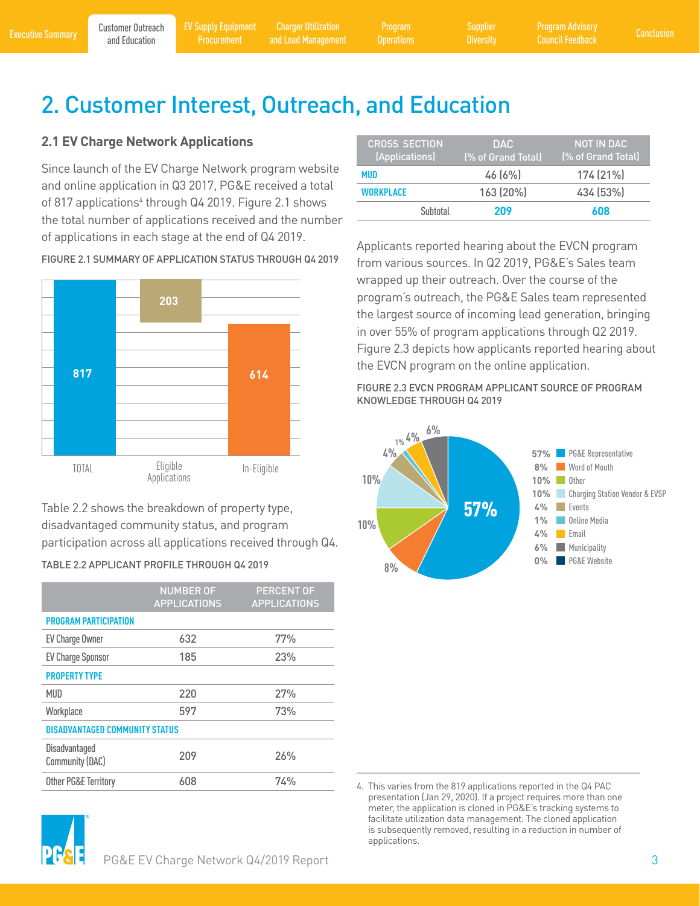# 2. Customer Interest, Outreach, and Education

## 2.1 EV Charge Network Applications

Since launch of the EV Charge Network program website and online application in Q3 2017, PG&E received a total of 817 applications[4] through Q4 2019. Figure 2.1 shows the total number of applications received and the number of applications in each stage at the end of Q4 2019.

FIGURE 2.1 SUMMARY OF APPLICATION STATUS THROUGH Q4 2019

817
203
614
TOTAL
Eligible Applications
In-Eligible

Table 2.2 shows the breakdown of property type, disadvantaged community status, and program participation across all applications received through Q4.

TABLE 2.2 APPLICANT PROFILE THROUGH Q4 2019

| | NUMBER OF APPLICATIONS | PERCENT OF APPLICATIONS |
|---|---|---|
| **PROGRAM PARTICIPATION** | | |
| EV Charge Owner | 632 | 77% |
| EV Charge Sponsor | 185 | 23% |
| **PROPERTY TYPE** | | |
| MUD | 220 | 27% |
| Workplace | 597 | 73% |
| **DISADVANTAGED COMMUNITY STATUS** | | |
| Disadvantaged Community (DAC) | 209 | 26% |
| Other PG&E Territory | 608 | 74% |

| CROSS SECTION (Applications) | DAC (% of Grand Total) | NOT IN DAC (% of Grand Total) |
|---|---|---|
| **MUD** | 46 (6%) | 174 (21%) |
| **WORKPLACE** | 163 (20%) | 434 (53%) |
| Subtotal | **209** | **608** |

Applicants reported hearing about the EVCN program from various sources. In Q2 2019, PG&E's Sales team wrapped up their outreach. Over the course of the program's outreach, the PG&E Sales team represented the largest source of incoming lead generation, bringing in over 55% of program applications through Q2 2019. Figure 2.3 depicts how applicants reported hearing about the EVCN program on the online application.

FIGURE 2.3 EVCN PROGRAM APPLICANT SOURCE OF PROGRAM KNOWLEDGE THROUGH Q4 2019

57% PG&E Representative
8% Word of Mouth
10% Other
10% Charging Station Vendor & EVSP
4% Events
1% Online Media
4% Email
6% Municipality
0% PG&E Website

4. This varies from the 819 applications reported in the Q4 PAC presentation (Jan 29, 2020). If a project requires more than one meter, the application is cloned in PG&E's tracking systems to facilitate utilization data management. The cloned application is subsequently removed, resulting in a reduction in number of applications.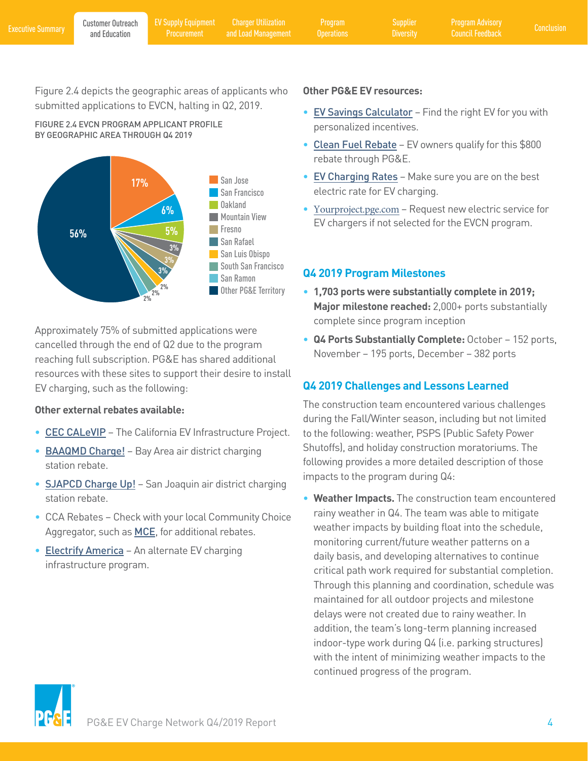Figure 2.4 depicts the geographic areas of applicants who submitted applications to EVCN, halting in Q2, 2019.

FIGURE 2.4 EVCN PROGRAM APPLICANT PROFILE BY GEOGRAPHIC AREA THROUGH Q4 2019

17%
6%
5%
3%
3%
3%
2%
2%
2%
56%

San Jose
San Francisco
Oakland
Mountain View
Fresno
San Rafael
San Luis Obispo
South San Francisco
San Ramon
Other PG&E Territory

Approximately 75% of submitted applications were cancelled through the end of Q2 due to the program reaching full subscription. PG&E has shared additional resources with these sites to support their desire to install EV charging, such as the following:

**Other external rebates available:**

- CEC CALeVIP – The California EV Infrastructure Project.
- BAAQMD Charge! – Bay Area air district charging station rebate.
- SJAPCD Charge Up! – San Joaquin air district charging station rebate.
- CCA Rebates – Check with your local Community Choice Aggregator, such as MCE, for additional rebates.
- Electrify America – An alternate EV charging infrastructure program.

**Other PG&E EV resources:**

- EV Savings Calculator – Find the right EV for you with personalized incentives.
- Clean Fuel Rebate – EV owners qualify for this $800 rebate through PG&E.
- EV Charging Rates – Make sure you are on the best electric rate for EV charging.
- Yourproject.pge.com – Request new electric service for EV chargers if not selected for the EVCN program.

## Q4 2019 Program Milestones

- **1,703 ports were substantially complete in 2019; Major milestone reached:** 2,000+ ports substantially complete since program inception
- **Q4 Ports Substantially Complete:** October – 152 ports, November – 195 ports, December – 382 ports

## Q4 2019 Challenges and Lessons Learned

The construction team encountered various challenges during the Fall/Winter season, including but not limited to the following: weather, PSPS (Public Safety Power Shutoffs), and holiday construction moratoriums. The following provides a more detailed description of those impacts to the program during Q4:

- **Weather Impacts.** The construction team encountered rainy weather in Q4. The team was able to mitigate weather impacts by building float into the schedule, monitoring current/future weather patterns on a daily basis, and developing alternatives to continue critical path work required for substantial completion. Through this planning and coordination, schedule was maintained for all outdoor projects and milestone delays were not created due to rainy weather. In addition, the team's long-term planning increased indoor-type work during Q4 (i.e. parking structures) with the intent of minimizing weather impacts to the continued progress of the program.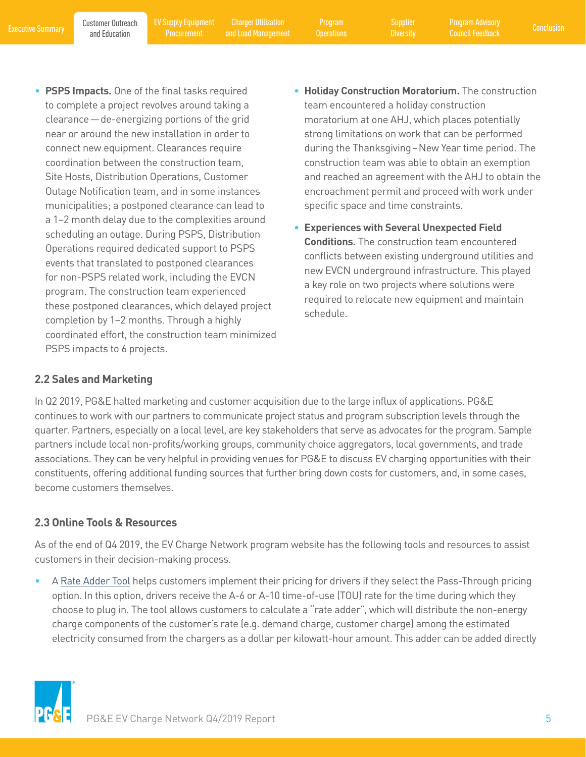- **PSPS Impacts.** One of the final tasks required to complete a project revolves around taking a clearance — de-energizing portions of the grid near or around the new installation in order to connect new equipment. Clearances require coordination between the construction team, Site Hosts, Distribution Operations, Customer Outage Notification team, and in some instances municipalities; a postponed clearance can lead to a 1–2 month delay due to the complexities around scheduling an outage. During PSPS, Distribution Operations required dedicated support to PSPS events that translated to postponed clearances for non-PSPS related work, including the EVCN program. The construction team experienced these postponed clearances, which delayed project completion by 1–2 months. Through a highly coordinated effort, the construction team minimized PSPS impacts to 6 projects.
- **Holiday Construction Moratorium.** The construction team encountered a holiday construction moratorium at one AHJ, which places potentially strong limitations on work that can be performed during the Thanksgiving–New Year time period. The construction team was able to obtain an exemption and reached an agreement with the AHJ to obtain the encroachment permit and proceed with work under specific space and time constraints.
- **Experiences with Several Unexpected Field Conditions.** The construction team encountered conflicts between existing underground utilities and new EVCN underground infrastructure. This played a key role on two projects where solutions were required to relocate new equipment and maintain schedule.

### 2.2 Sales and Marketing

In Q2 2019, PG&E halted marketing and customer acquisition due to the large influx of applications. PG&E continues to work with our partners to communicate project status and program subscription levels through the quarter. Partners, especially on a local level, are key stakeholders that serve as advocates for the program. Sample partners include local non-profits/working groups, community choice aggregators, local governments, and trade associations. They can be very helpful in providing venues for PG&E to discuss EV charging opportunities with their constituents, offering additional funding sources that further bring down costs for customers, and, in some cases, become customers themselves.

### 2.3 Online Tools & Resources

As of the end of Q4 2019, the EV Charge Network program website has the following tools and resources to assist customers in their decision-making process.

- A Rate Adder Tool helps customers implement their pricing for drivers if they select the Pass-Through pricing option. In this option, drivers receive the A-6 or A-10 time-of-use (TOU) rate for the time during which they choose to plug in. The tool allows customers to calculate a "rate adder", which will distribute the non-energy charge components of the customer's rate (e.g. demand charge, customer charge) among the estimated electricity consumed from the chargers as a dollar per kilowatt-hour amount. This adder can be added directly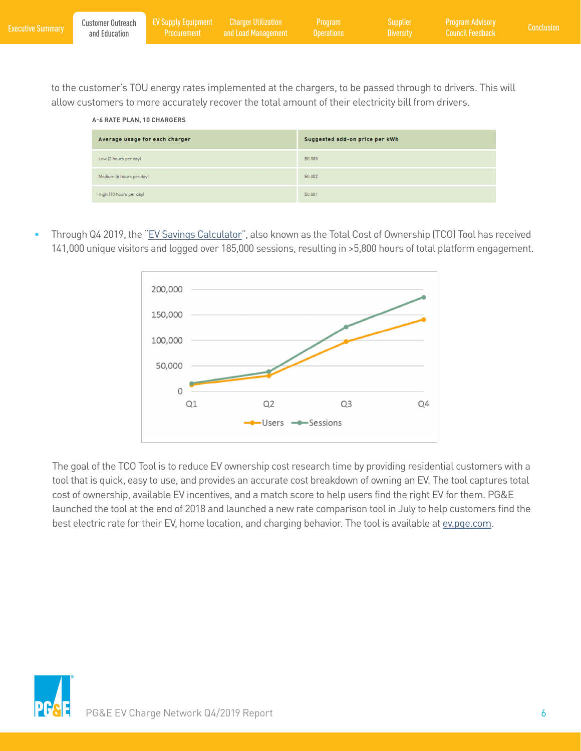to the customer's TOU energy rates implemented at the chargers, to be passed through to drivers. This will allow customers to more accurately recover the total amount of their electricity bill from drivers.

**A-6 RATE PLAN, 10 CHARGERS**

| Average usage for each charger | Suggested add-on price per kWh |
| --- | --- |
| Low (2 hours per day) | $0.005 |
| Medium (6 hours per day) | $0.002 |
| High (10 hours per day) | $0.001 |

- Through Q4 2019, the "EV Savings Calculator", also known as the Total Cost of Ownership (TCO) Tool has received 141,000 unique visitors and logged over 185,000 sessions, resulting in >5,800 hours of total platform engagement.

200,000
150,000
100,000
50,000
0
Q1
Q2
Q3
Q4
Users
Sessions

The goal of the TCO Tool is to reduce EV ownership cost research time by providing residential customers with a tool that is quick, easy to use, and provides an accurate cost breakdown of owning an EV. The tool captures total cost of ownership, available EV incentives, and a match score to help users find the right EV for them. PG&E launched the tool at the end of 2018 and launched a new rate comparison tool in July to help customers find the best electric rate for their EV, home location, and charging behavior. The tool is available at ev.pge.com.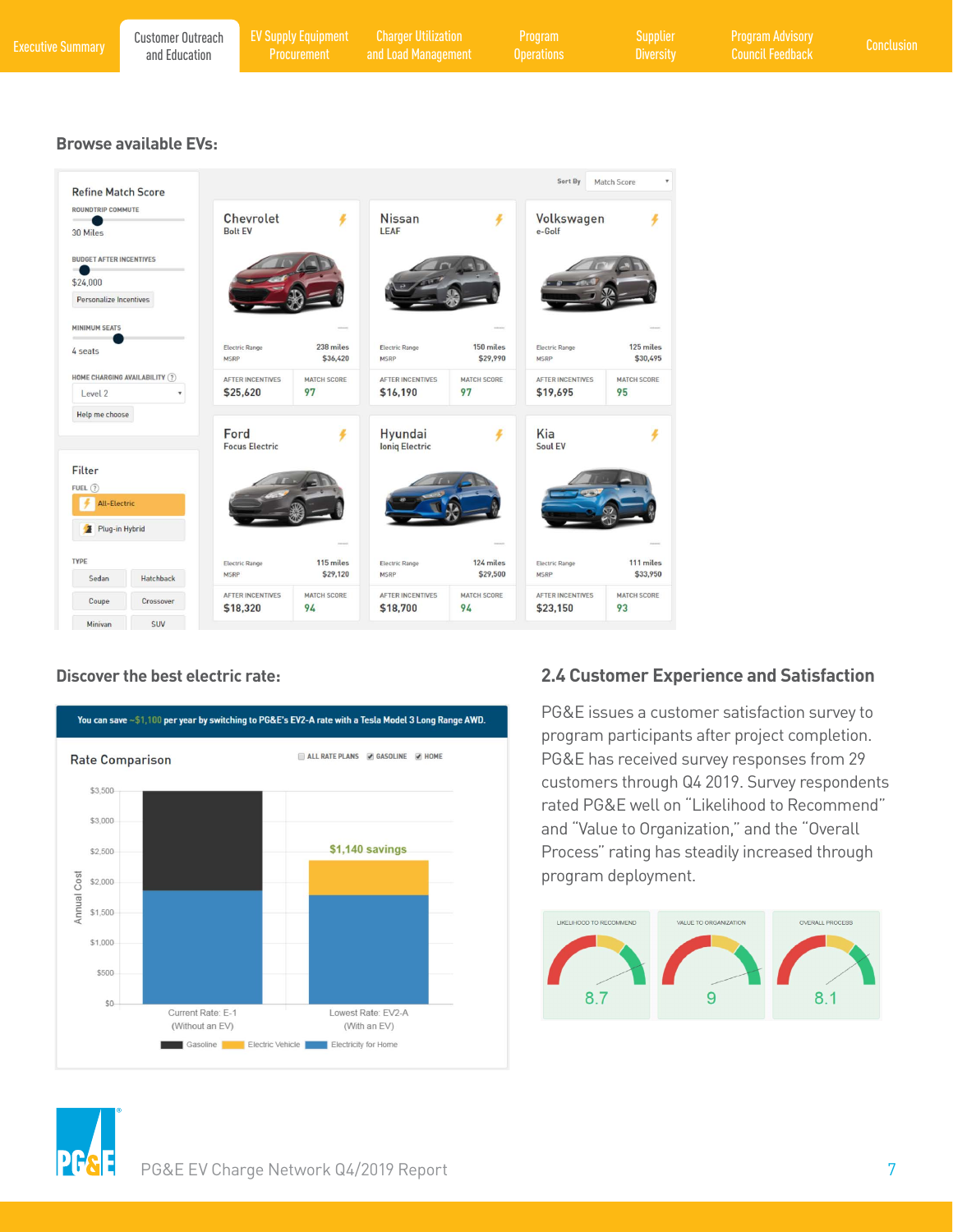### Browse available EVs:

Refine Match Score

ROUNDTRIP COMMUTE

30 Miles

BUDGET AFTER INCENTIVES

$24,000

Personalize Incentives

MINIMUM SEATS

4 seats

HOME CHARGING AVAILABILITY

Level 2

Help me choose

Filter

FUEL

All-Electric

Plug-in Hybrid

TYPE

Sedan

Hatchback

Coupe

Crossover

Minivan

SUV

Sort By Match Score

Chevrolet
Bolt EV
Electric Range 238 miles
MSRP $36,420
AFTER INCENTIVES $25,620
MATCH SCORE 97

Nissan
LEAF
Electric Range 150 miles
MSRP $29,990
AFTER INCENTIVES $16,190
MATCH SCORE 97

Volkswagen
e-Golf
Electric Range 125 miles
MSRP $30,495
AFTER INCENTIVES $19,695
MATCH SCORE 95

Ford
Focus Electric
Electric Range 115 miles
MSRP $29,120
AFTER INCENTIVES $18,320
MATCH SCORE 94

Hyundai
Ioniq Electric
Electric Range 124 miles
MSRP $29,500
AFTER INCENTIVES $18,700
MATCH SCORE 94

Kia
Soul EV
Electric Range 111 miles
MSRP $33,950
AFTER INCENTIVES $23,150
MATCH SCORE 93

### Discover the best electric rate:

You can save ~$1,100 per year by switching to PG&E's EV2-A rate with a Tesla Model 3 Long Range AWD.

Rate Comparison

ALL RATE PLANS GASOLINE HOME

Annual Cost

$3,500
$3,000
$2,500
$2,000
$1,500
$1,000
$500
$0

$1,140 savings

Current Rate: E-1
(Without an EV)

Lowest Rate: EV2-A
(With an EV)

Gasoline Electric Vehicle Electricity for Home

## 2.4 Customer Experience and Satisfaction

PG&E issues a customer satisfaction survey to program participants after project completion. PG&E has received survey responses from 29 customers through Q4 2019. Survey respondents rated PG&E well on "Likelihood to Recommend" and "Value to Organization," and the "Overall Process" rating has steadily increased through program deployment.

LIKELIHOOD TO RECOMMEND
8.7

VALUE TO ORGANIZATION
9

OVERALL PROCESS
8.1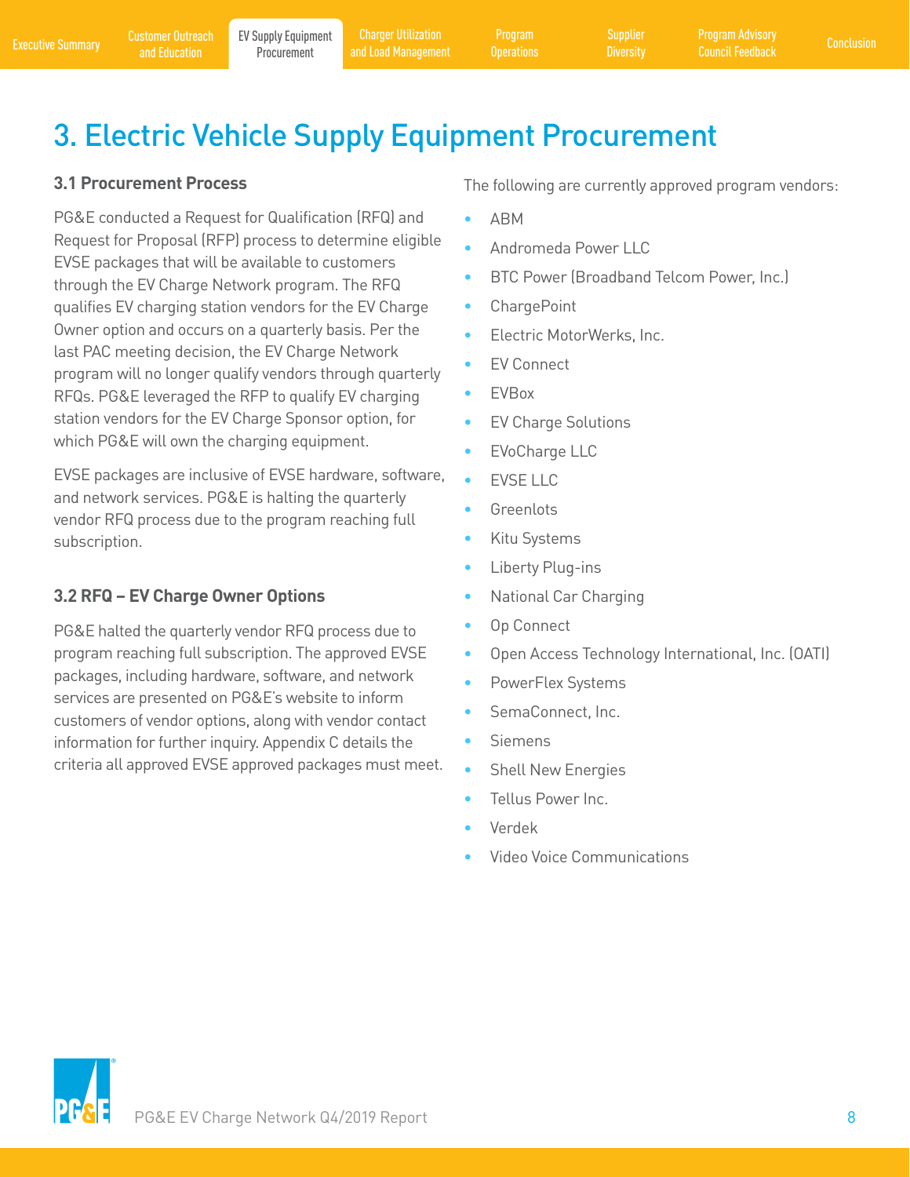# 3. Electric Vehicle Supply Equipment Procurement

### 3.1 Procurement Process

PG&E conducted a Request for Qualification (RFQ) and Request for Proposal (RFP) process to determine eligible EVSE packages that will be available to customers through the EV Charge Network program. The RFQ qualifies EV charging station vendors for the EV Charge Owner option and occurs on a quarterly basis. Per the last PAC meeting decision, the EV Charge Network program will no longer qualify vendors through quarterly RFQs. PG&E leveraged the RFP to qualify EV charging station vendors for the EV Charge Sponsor option, for which PG&E will own the charging equipment.

EVSE packages are inclusive of EVSE hardware, software, and network services. PG&E is halting the quarterly vendor RFQ process due to the program reaching full subscription.

### 3.2 RFQ – EV Charge Owner Options

PG&E halted the quarterly vendor RFQ process due to program reaching full subscription. The approved EVSE packages, including hardware, software, and network services are presented on PG&E's website to inform customers of vendor options, along with vendor contact information for further inquiry. Appendix C details the criteria all approved EVSE approved packages must meet.

The following are currently approved program vendors:

- ABM
- Andromeda Power LLC
- BTC Power (Broadband Telcom Power, Inc.)
- ChargePoint
- Electric MotorWerks, Inc.
- EV Connect
- EVBox
- EV Charge Solutions
- EVoCharge LLC
- EVSE LLC
- Greenlots
- Kitu Systems
- Liberty Plug-ins
- National Car Charging
- Op Connect
- Open Access Technology International, Inc. (OATI)
- PowerFlex Systems
- SemaConnect, Inc.
- Siemens
- Shell New Energies
- Tellus Power Inc.
- Verdek
- Video Voice Communications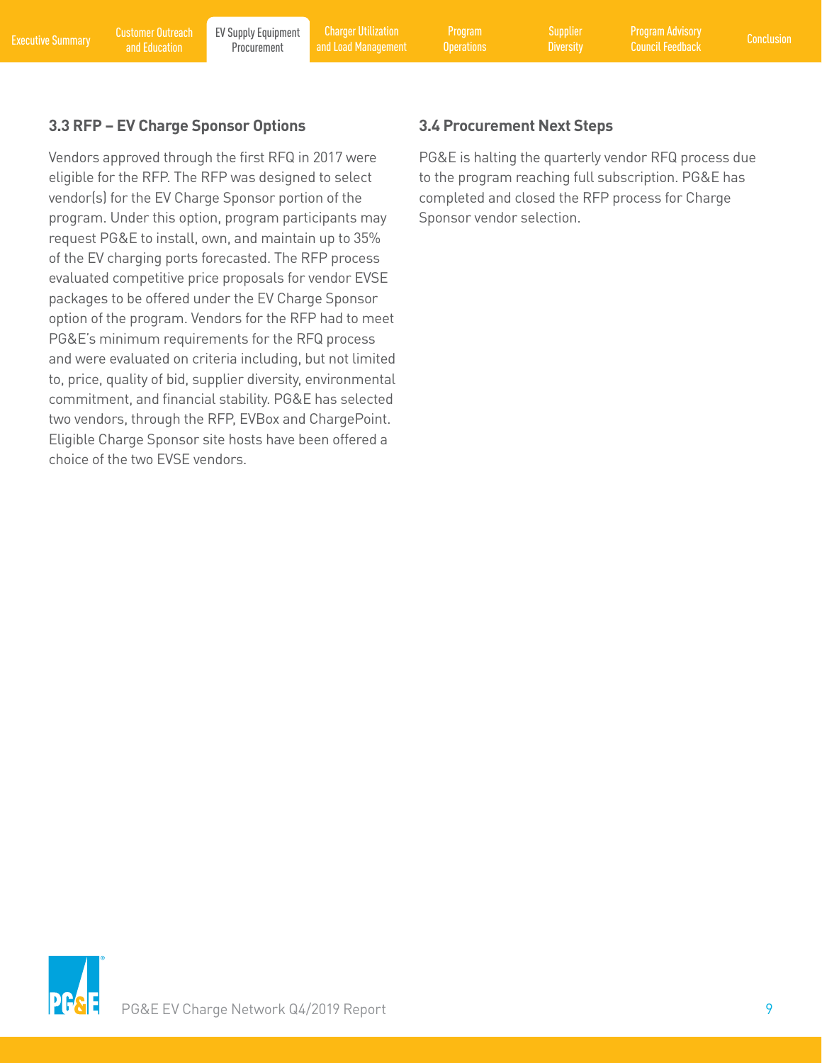### 3.3 RFP – EV Charge Sponsor Options

Vendors approved through the first RFQ in 2017 were eligible for the RFP. The RFP was designed to select vendor(s) for the EV Charge Sponsor portion of the program. Under this option, program participants may request PG&E to install, own, and maintain up to 35% of the EV charging ports forecasted. The RFP process evaluated competitive price proposals for vendor EVSE packages to be offered under the EV Charge Sponsor option of the program. Vendors for the RFP had to meet PG&E's minimum requirements for the RFQ process and were evaluated on criteria including, but not limited to, price, quality of bid, supplier diversity, environmental commitment, and financial stability. PG&E has selected two vendors, through the RFP, EVBox and ChargePoint. Eligible Charge Sponsor site hosts have been offered a choice of the two EVSE vendors.

### 3.4 Procurement Next Steps

PG&E is halting the quarterly vendor RFQ process due to the program reaching full subscription. PG&E has completed and closed the RFP process for Charge Sponsor vendor selection.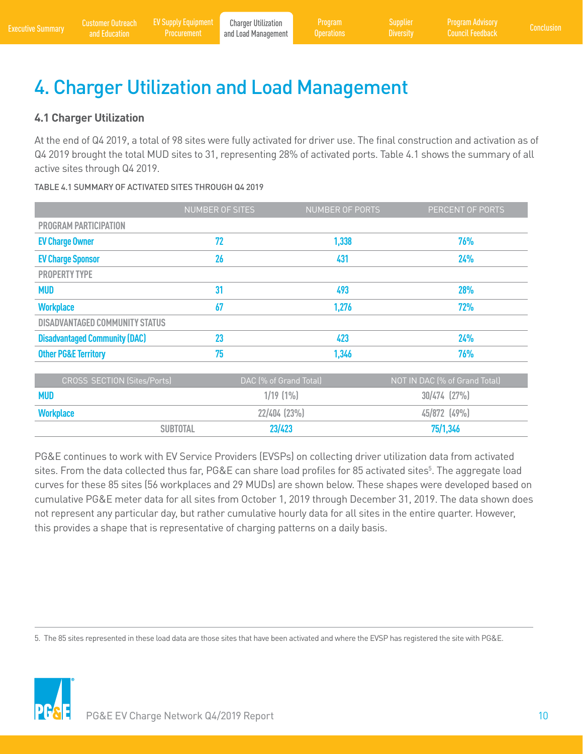# 4. Charger Utilization and Load Management

### 4.1 Charger Utilization

At the end of Q4 2019, a total of 98 sites were fully activated for driver use. The final construction and activation as of Q4 2019 brought the total MUD sites to 31, representing 28% of activated ports. Table 4.1 shows the summary of all active sites through Q4 2019.

TABLE 4.1 SUMMARY OF ACTIVATED SITES THROUGH Q4 2019

| | NUMBER OF SITES | NUMBER OF PORTS | PERCENT OF PORTS |
|---|---|---|---|
| **PROGRAM PARTICIPATION** | | | |
| **EV Charge Owner** | 72 | 1,338 | 76% |
| **EV Charge Sponsor** | 26 | 431 | 24% |
| **PROPERTY TYPE** | | | |
| **MUD** | 31 | 493 | 28% |
| **Workplace** | 67 | 1,276 | 72% |
| **DISADVANTAGED COMMUNITY STATUS** | | | |
| **Disadvantaged Community (DAC)** | 23 | 423 | 24% |
| **Other PG&E Territory** | 75 | 1,346 | 76% |

| CROSS SECTION (Sites/Ports) | DAC (% of Grand Total) | NOT IN DAC (% of Grand Total) |
|---|---|---|
| **MUD** | 1/19 (1%) | 30/474 (27%) |
| **Workplace** | 22/404 (23%) | 45/872 (49%) |
| **SUBTOTAL** | **23/423** | **75/1,346** |

PG&E continues to work with EV Service Providers (EVSPs) on collecting driver utilization data from activated sites. From the data collected thus far, PG&E can share load profiles for 85 activated sites[5]. The aggregate load curves for these 85 sites (56 workplaces and 29 MUDs) are shown below. These shapes were developed based on cumulative PG&E meter data for all sites from October 1, 2019 through December 31, 2019. The data shown does not represent any particular day, but rather cumulative hourly data for all sites in the entire quarter. However, this provides a shape that is representative of charging patterns on a daily basis.

5. The 85 sites represented in these load data are those sites that have been activated and where the EVSP has registered the site with PG&E.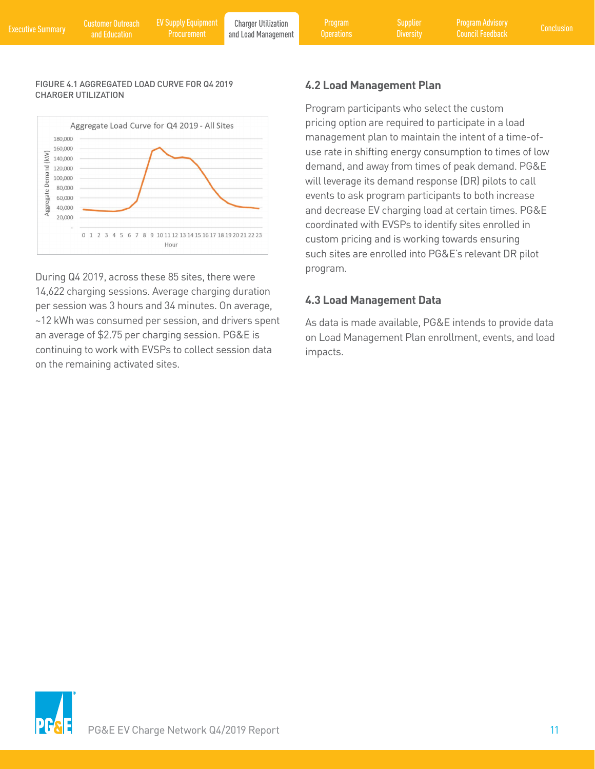FIGURE 4.1 AGGREGATED LOAD CURVE FOR Q4 2019 CHARGER UTILIZATION

Aggregate Load Curve for Q4 2019 - All Sites

Aggregate Demand (kW)

180,000
160,000
140,000
120,000
100,000
80,000
60,000
40,000
20,000
-

0 1 2 3 4 5 6 7 8 9 10 11 12 13 14 15 16 17 18 19 20 21 22 23

Hour

During Q4 2019, across these 85 sites, there were 14,622 charging sessions. Average charging duration per session was 3 hours and 34 minutes. On average, ~12 kWh was consumed per session, and drivers spent an average of $2.75 per charging session. PG&E is continuing to work with EVSPs to collect session data on the remaining activated sites.

## 4.2 Load Management Plan

Program participants who select the custom pricing option are required to participate in a load management plan to maintain the intent of a time-of-use rate in shifting energy consumption to times of low demand, and away from times of peak demand. PG&E will leverage its demand response (DR) pilots to call events to ask program participants to both increase and decrease EV charging load at certain times. PG&E coordinated with EVSPs to identify sites enrolled in custom pricing and is working towards ensuring such sites are enrolled into PG&E's relevant DR pilot program.

## 4.3 Load Management Data

As data is made available, PG&E intends to provide data on Load Management Plan enrollment, events, and load impacts.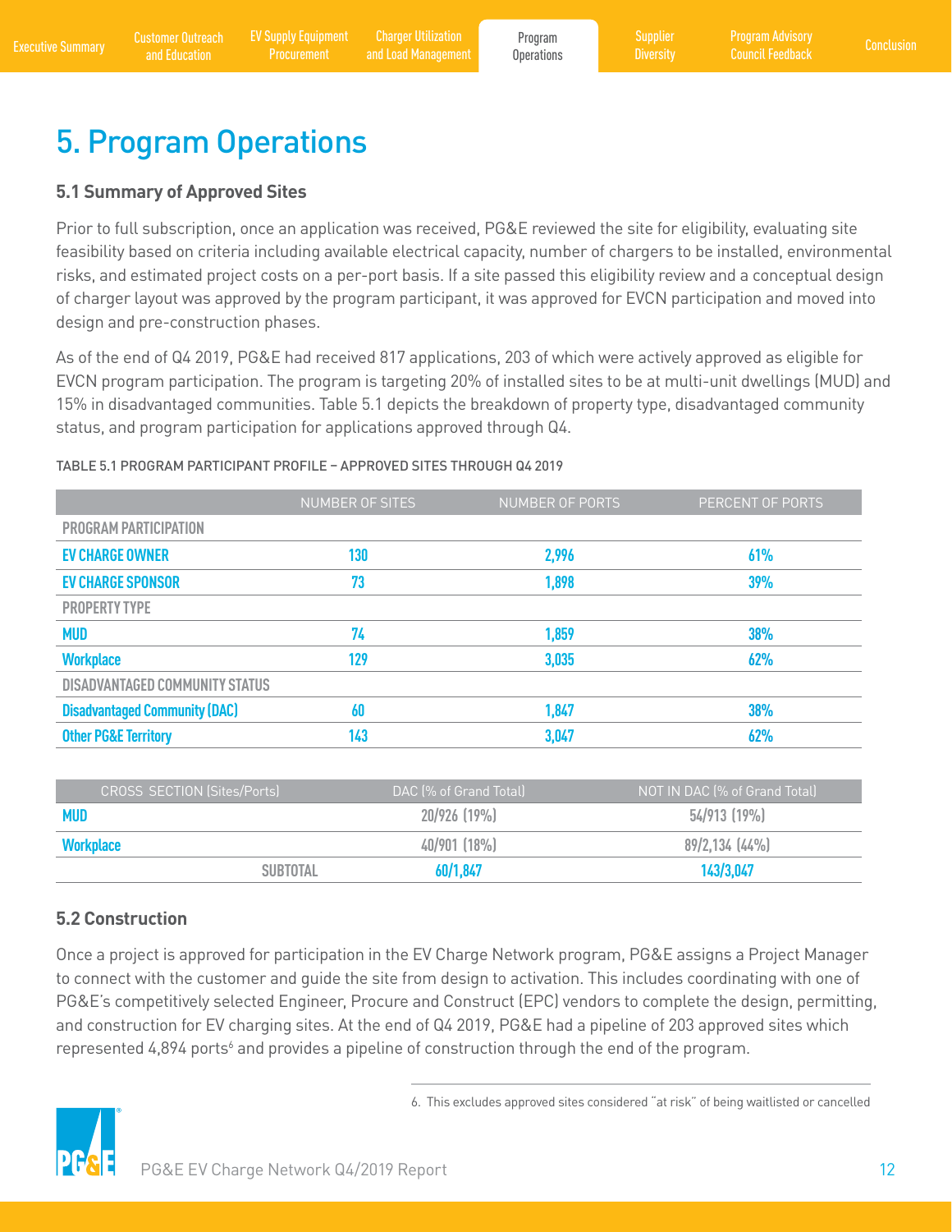# 5. Program Operations

### 5.1 Summary of Approved Sites

Prior to full subscription, once an application was received, PG&E reviewed the site for eligibility, evaluating site feasibility based on criteria including available electrical capacity, number of chargers to be installed, environmental risks, and estimated project costs on a per-port basis. If a site passed this eligibility review and a conceptual design of charger layout was approved by the program participant, it was approved for EVCN participation and moved into design and pre-construction phases.

As of the end of Q4 2019, PG&E had received 817 applications, 203 of which were actively approved as eligible for EVCN program participation. The program is targeting 20% of installed sites to be at multi-unit dwellings (MUD) and 15% in disadvantaged communities. Table 5.1 depicts the breakdown of property type, disadvantaged community status, and program participation for applications approved through Q4.

TABLE 5.1 PROGRAM PARTICIPANT PROFILE – APPROVED SITES THROUGH Q4 2019

| | NUMBER OF SITES | NUMBER OF PORTS | PERCENT OF PORTS |
|---|---|---|---|
| **PROGRAM PARTICIPATION** | | | |
| **EV CHARGE OWNER** | 130 | 2,996 | 61% |
| **EV CHARGE SPONSOR** | 73 | 1,898 | 39% |
| **PROPERTY TYPE** | | | |
| **MUD** | 74 | 1,859 | 38% |
| **Workplace** | 129 | 3,035 | 62% |
| **DISADVANTAGED COMMUNITY STATUS** | | | |
| **Disadvantaged Community (DAC)** | 60 | 1,847 | 38% |
| **Other PG&E Territory** | 143 | 3,047 | 62% |

| CROSS SECTION (Sites/Ports) | DAC (% of Grand Total) | NOT IN DAC (% of Grand Total) |
|---|---|---|
| **MUD** | 20/926 (19%) | 54/913 (19%) |
| **Workplace** | 40/901 (18%) | 89/2,134 (44%) |
| SUBTOTAL | 60/1,847 | 143/3,047 |

### 5.2 Construction

Once a project is approved for participation in the EV Charge Network program, PG&E assigns a Project Manager to connect with the customer and guide the site from design to activation. This includes coordinating with one of PG&E's competitively selected Engineer, Procure and Construct (EPC) vendors to complete the design, permitting, and construction for EV charging sites. At the end of Q4 2019, PG&E had a pipeline of 203 approved sites which represented 4,894 ports[6] and provides a pipeline of construction through the end of the program.

6. This excludes approved sites considered "at risk" of being waitlisted or cancelled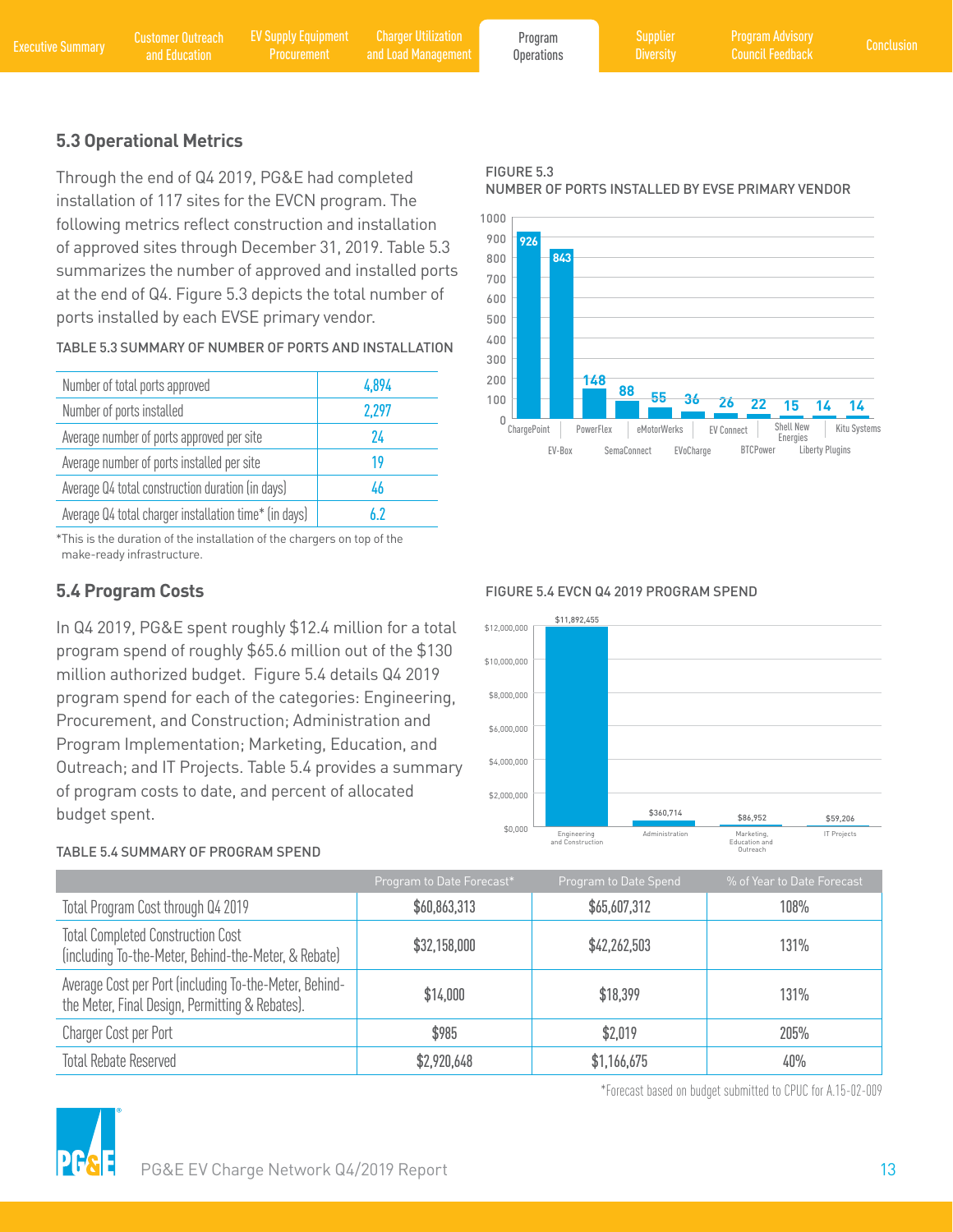## 5.3 Operational Metrics

Through the end of Q4 2019, PG&E had completed installation of 117 sites for the EVCN program. The following metrics reflect construction and installation of approved sites through December 31, 2019. Table 5.3 summarizes the number of approved and installed ports at the end of Q4. Figure 5.3 depicts the total number of ports installed by each EVSE primary vendor.

TABLE 5.3 SUMMARY OF NUMBER OF PORTS AND INSTALLATION

| | |
|---|---|
| Number of total ports approved | 4,894 |
| Number of ports installed | 2,297 |
| Average number of ports approved per site | 24 |
| Average number of ports installed per site | 19 |
| Average Q4 total construction duration (in days) | 46 |
| Average Q4 total charger installation time* (in days) | 6.2 |

*This is the duration of the installation of the chargers on top of the make-ready infrastructure.

FIGURE 5.3
NUMBER OF PORTS INSTALLED BY EVSE PRIMARY VENDOR

1000
900
800
700
600
500
400
300
200
100
0

926
843
148
88
55
36
26
22
15
14
14

ChargePoint
EV-Box
PowerFlex
SemaConnect
eMotorWerks
EVoCharge
EV Connect
BTCPower
Shell New Energies
Liberty Plugins
Kitu Systems

## 5.4 Program Costs

In Q4 2019, PG&E spent roughly $12.4 million for a total program spend of roughly $65.6 million out of the $130 million authorized budget. Figure 5.4 details Q4 2019 program spend for each of the categories: Engineering, Procurement, and Construction; Administration and Program Implementation; Marketing, Education, and Outreach; and IT Projects. Table 5.4 provides a summary of program costs to date, and percent of allocated budget spent.

FIGURE 5.4 EVCN Q4 2019 PROGRAM SPEND

$12,000,000
$10,000,000
$8,000,000
$6,000,000
$4,000,000
$2,000,000
$0,000

$11,892,455
$360,714
$86,952
$59,206

Engineering and Construction
Administration
Marketing, Education and Outreach
IT Projects

TABLE 5.4 SUMMARY OF PROGRAM SPEND

| | Program to Date Forecast* | Program to Date Spend | % of Year to Date Forecast |
|---|---|---|---|
| Total Program Cost through Q4 2019 | $60,863,313 | $65,607,312 | 108% |
| Total Completed Construction Cost (including To-the-Meter, Behind-the-Meter, & Rebate) | $32,158,000 | $42,262,503 | 131% |
| Average Cost per Port (including To-the-Meter, Behind-the Meter, Final Design, Permitting & Rebates). | $14,000 | $18,399 | 131% |
| Charger Cost per Port | $985 | $2,019 | 205% |
| Total Rebate Reserved | $2,920,648 | $1,166,675 | 40% |

*Forecast based on budget submitted to CPUC for A.15-02-009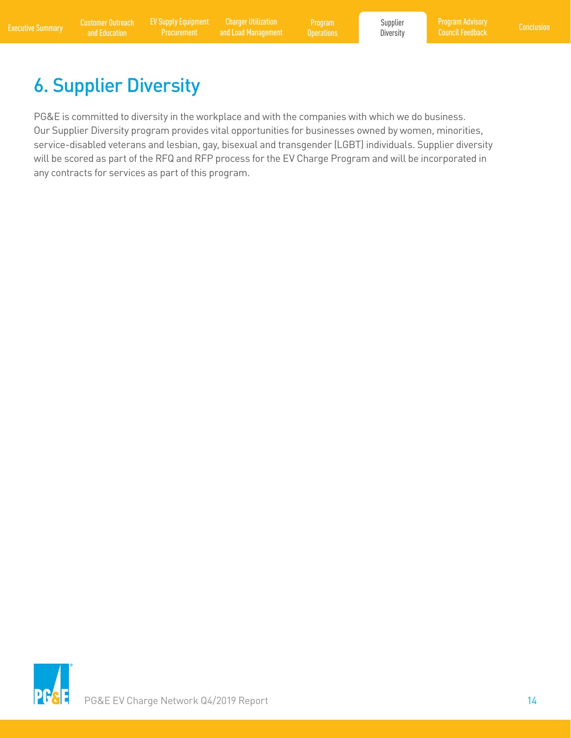# 6. Supplier Diversity

PG&E is committed to diversity in the workplace and with the companies with which we do business. Our Supplier Diversity program provides vital opportunities for businesses owned by women, minorities, service-disabled veterans and lesbian, gay, bisexual and transgender (LGBT) individuals. Supplier diversity will be scored as part of the RFQ and RFP process for the EV Charge Program and will be incorporated in any contracts for services as part of this program.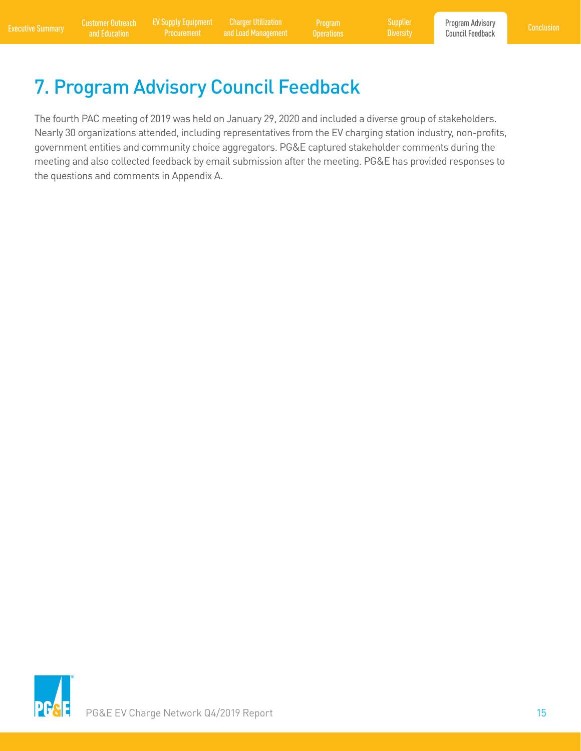# 7. Program Advisory Council Feedback

The fourth PAC meeting of 2019 was held on January 29, 2020 and included a diverse group of stakeholders. Nearly 30 organizations attended, including representatives from the EV charging station industry, non-profits, government entities and community choice aggregators. PG&E captured stakeholder comments during the meeting and also collected feedback by email submission after the meeting. PG&E has provided responses to the questions and comments in Appendix A.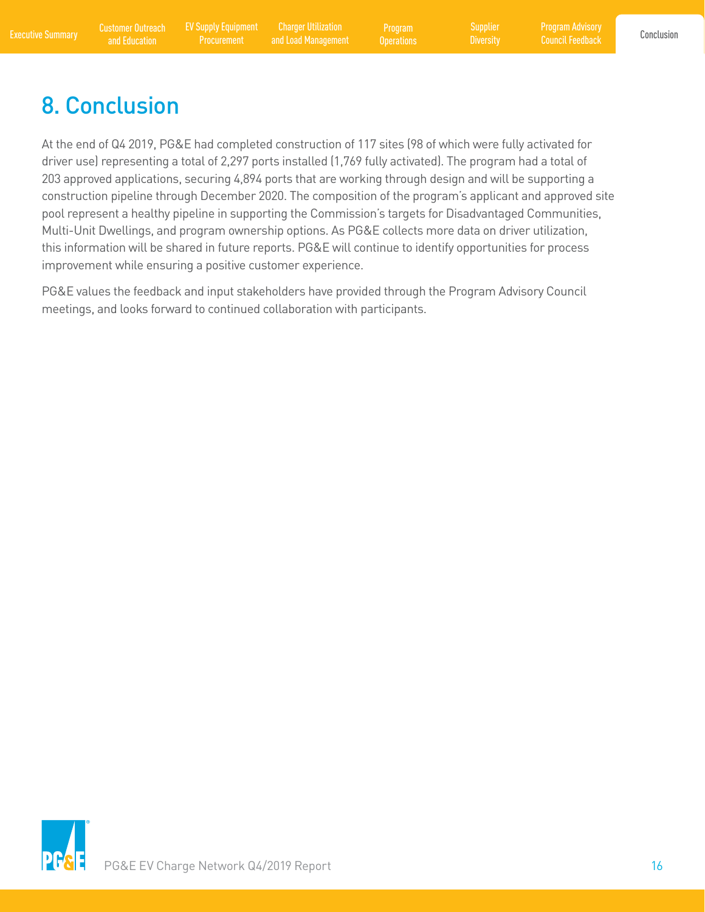# 8. Conclusion

At the end of Q4 2019, PG&E had completed construction of 117 sites (98 of which were fully activated for driver use) representing a total of 2,297 ports installed (1,769 fully activated). The program had a total of 203 approved applications, securing 4,894 ports that are working through design and will be supporting a construction pipeline through December 2020. The composition of the program's applicant and approved site pool represent a healthy pipeline in supporting the Commission's targets for Disadvantaged Communities, Multi-Unit Dwellings, and program ownership options. As PG&E collects more data on driver utilization, this information will be shared in future reports. PG&E will continue to identify opportunities for process improvement while ensuring a positive customer experience.

PG&E values the feedback and input stakeholders have provided through the Program Advisory Council meetings, and looks forward to continued collaboration with participants.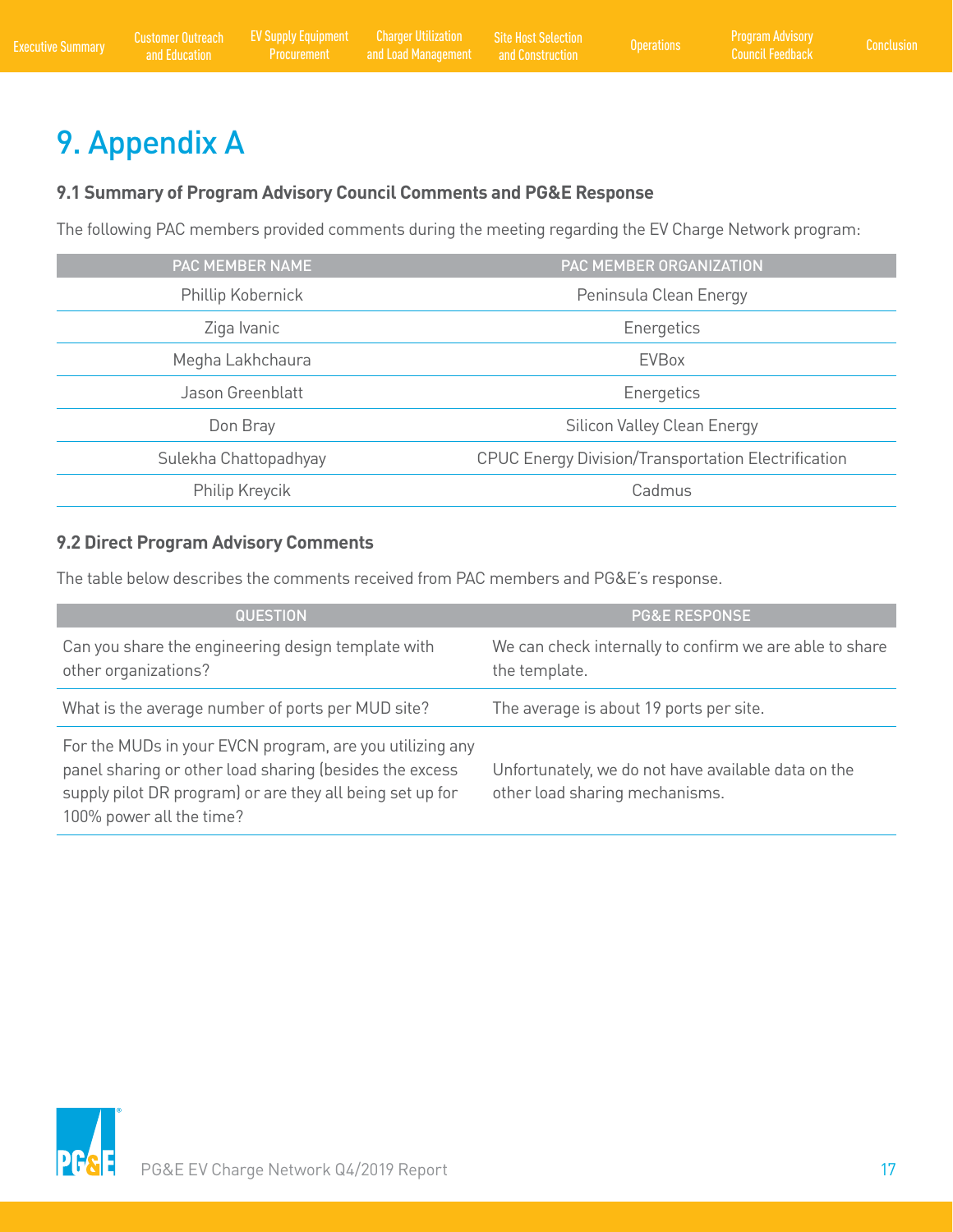# 9. Appendix A

### 9.1 Summary of Program Advisory Council Comments and PG&E Response

The following PAC members provided comments during the meeting regarding the EV Charge Network program:

| PAC MEMBER NAME | PAC MEMBER ORGANIZATION |
| --- | --- |
| Phillip Kobernick | Peninsula Clean Energy |
| Ziga Ivanic | Energetics |
| Megha Lakhchaura | EVBox |
| Jason Greenblatt | Energetics |
| Don Bray | Silicon Valley Clean Energy |
| Sulekha Chattopadhyay | CPUC Energy Division/Transportation Electrification |
| Philip Kreycik | Cadmus |

### 9.2 Direct Program Advisory Comments

The table below describes the comments received from PAC members and PG&E's response.

| QUESTION | PG&E RESPONSE |
| --- | --- |
| Can you share the engineering design template with other organizations? | We can check internally to confirm we are able to share the template. |
| What is the average number of ports per MUD site? | The average is about 19 ports per site. |
| For the MUDs in your EVCN program, are you utilizing any panel sharing or other load sharing (besides the excess supply pilot DR program) or are they all being set up for 100% power all the time? | Unfortunately, we do not have available data on the other load sharing mechanisms. |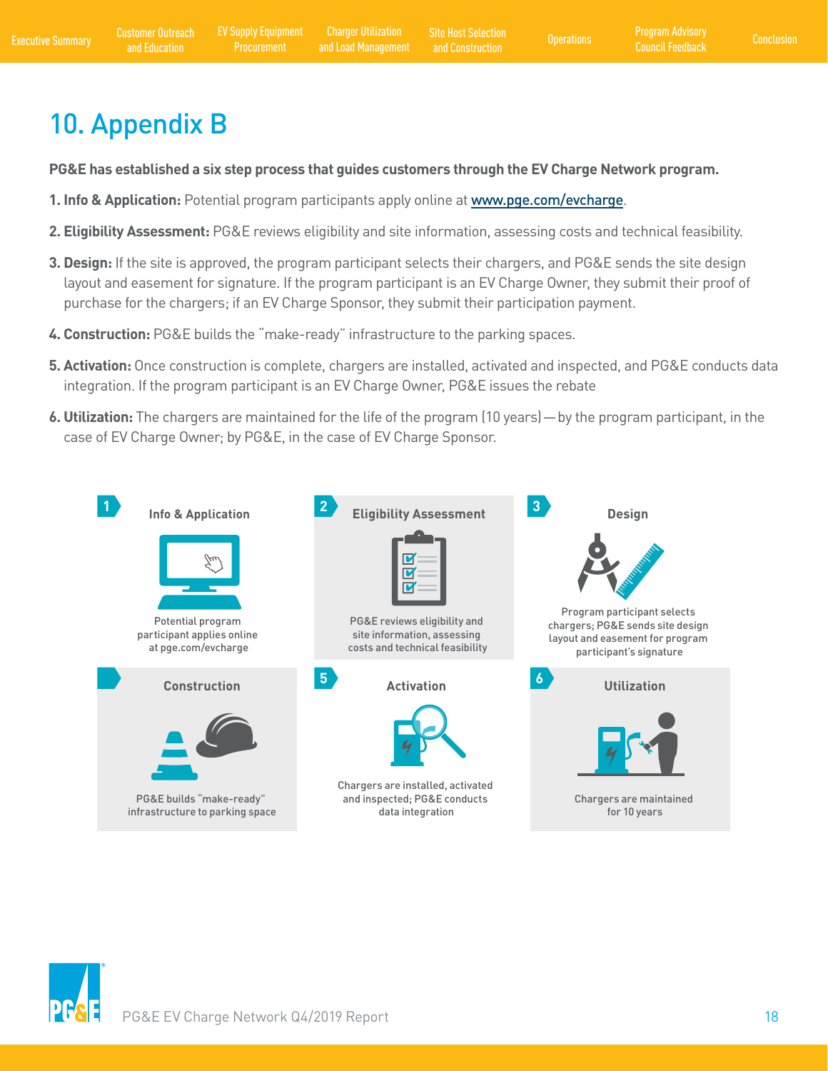# 10. Appendix B

**PG&E has established a six step process that guides customers through the EV Charge Network program.**

**1. Info & Application:** Potential program participants apply online at [www.pge.com/evcharge](www.pge.com/evcharge).

**2. Eligibility Assessment:** PG&E reviews eligibility and site information, assessing costs and technical feasibility.

**3. Design:** If the site is approved, the program participant selects their chargers, and PG&E sends the site design layout and easement for signature. If the program participant is an EV Charge Owner, they submit their proof of purchase for the chargers; if an EV Charge Sponsor, they submit their participation payment.

**4. Construction:** PG&E builds the "make-ready" infrastructure to the parking spaces.

**5. Activation:** Once construction is complete, chargers are installed, activated and inspected, and PG&E conducts data integration. If the program participant is an EV Charge Owner, PG&E issues the rebate

**6. Utilization:** The chargers are maintained for the life of the program (10 years) — by the program participant, in the case of EV Charge Owner; by PG&E, in the case of EV Charge Sponsor.

1 Info & Application

Potential program participant applies online at pge.com/evcharge

2 Eligibility Assessment

PG&E reviews eligibility and site information, assessing costs and technical feasibility

3 Design

Program participant selects chargers; PG&E sends site design layout and easement for program participant's signature

Construction

PG&E builds "make-ready" infrastructure to parking space

5 Activation

Chargers are installed, activated and inspected; PG&E conducts data integration

6 Utilization

Chargers are maintained for 10 years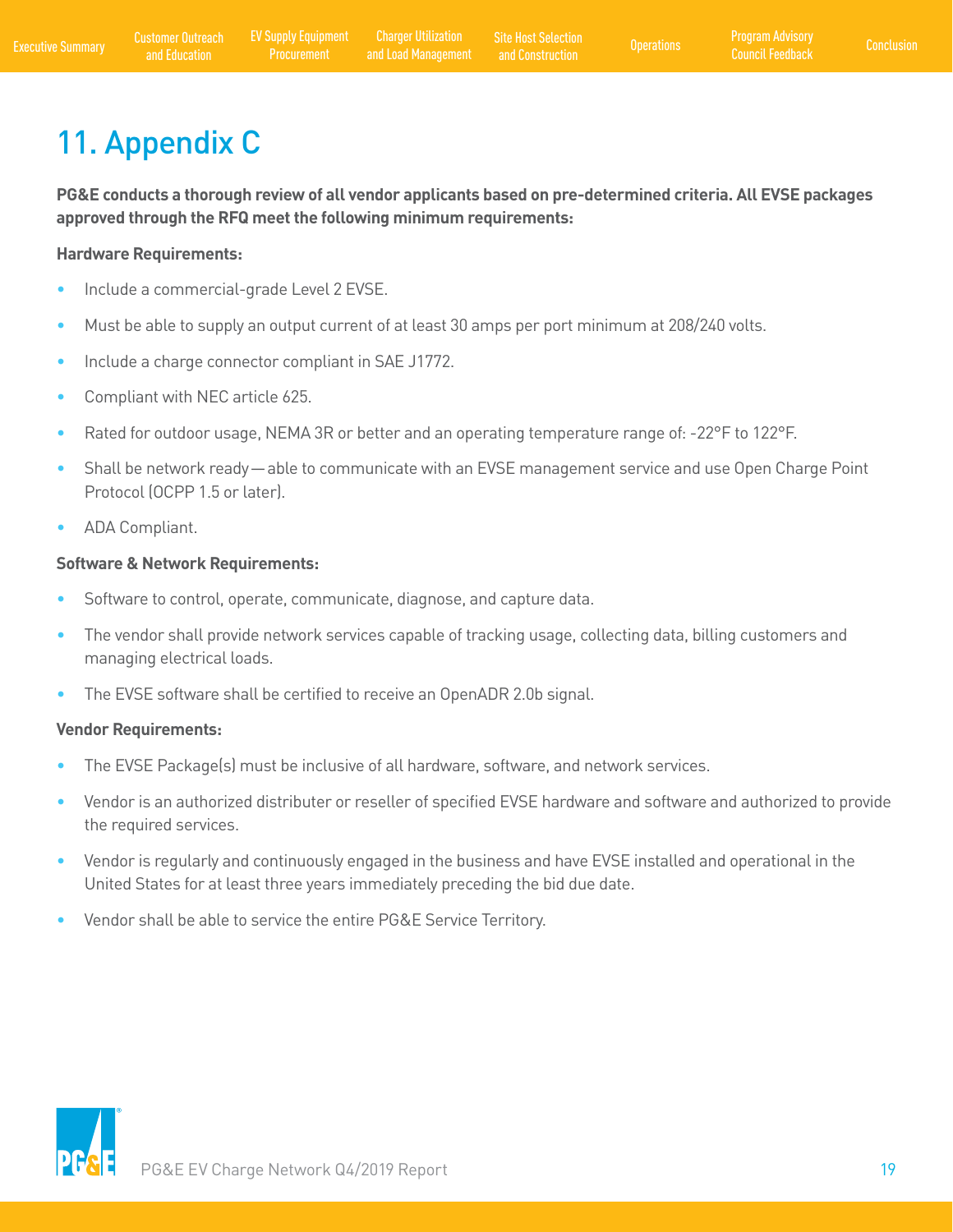# 11. Appendix C

**PG&E conducts a thorough review of all vendor applicants based on pre-determined criteria. All EVSE packages approved through the RFQ meet the following minimum requirements:**

**Hardware Requirements:**

- Include a commercial-grade Level 2 EVSE.
- Must be able to supply an output current of at least 30 amps per port minimum at 208/240 volts.
- Include a charge connector compliant in SAE J1772.
- Compliant with NEC article 625.
- Rated for outdoor usage, NEMA 3R or better and an operating temperature range of: -22°F to 122°F.
- Shall be network ready — able to communicate with an EVSE management service and use Open Charge Point Protocol (OCPP 1.5 or later).
- ADA Compliant.

**Software & Network Requirements:**

- Software to control, operate, communicate, diagnose, and capture data.
- The vendor shall provide network services capable of tracking usage, collecting data, billing customers and managing electrical loads.
- The EVSE software shall be certified to receive an OpenADR 2.0b signal.

**Vendor Requirements:**

- The EVSE Package(s) must be inclusive of all hardware, software, and network services.
- Vendor is an authorized distributer or reseller of specified EVSE hardware and software and authorized to provide the required services.
- Vendor is regularly and continuously engaged in the business and have EVSE installed and operational in the United States for at least three years immediately preceding the bid due date.
- Vendor shall be able to service the entire PG&E Service Territory.